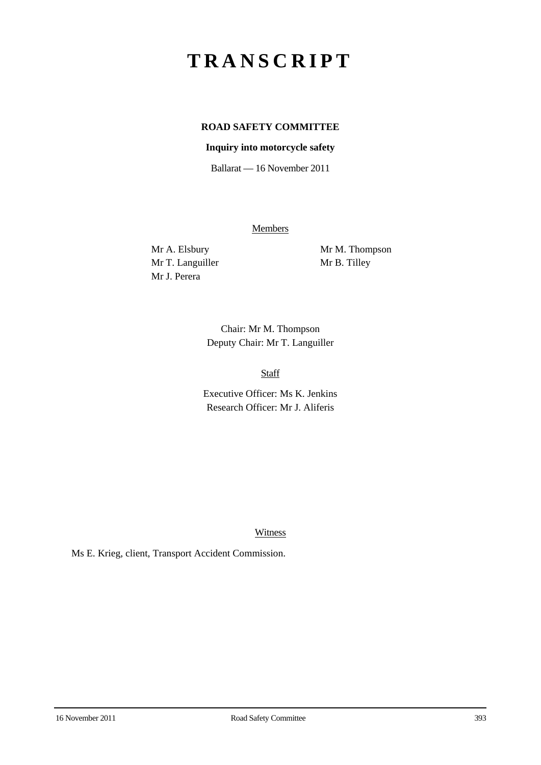# TRANSCRIPT

**ROAD SAFETY COMMITTEE**

**Inquiry into motorcycle safety**

Ballarat — 16 November 2011

Members

Mr A. Elsbury
Mr T. Languiller
Mr J. Perera
Mr M. Thompson
Mr B. Tilley

Chair: Mr M. Thompson
Deputy Chair: Mr T. Languiller

Staff

Executive Officer: Ms K. Jenkins
Research Officer: Mr J. Aliferis

Witness

Ms E. Krieg, client, Transport Accident Commission.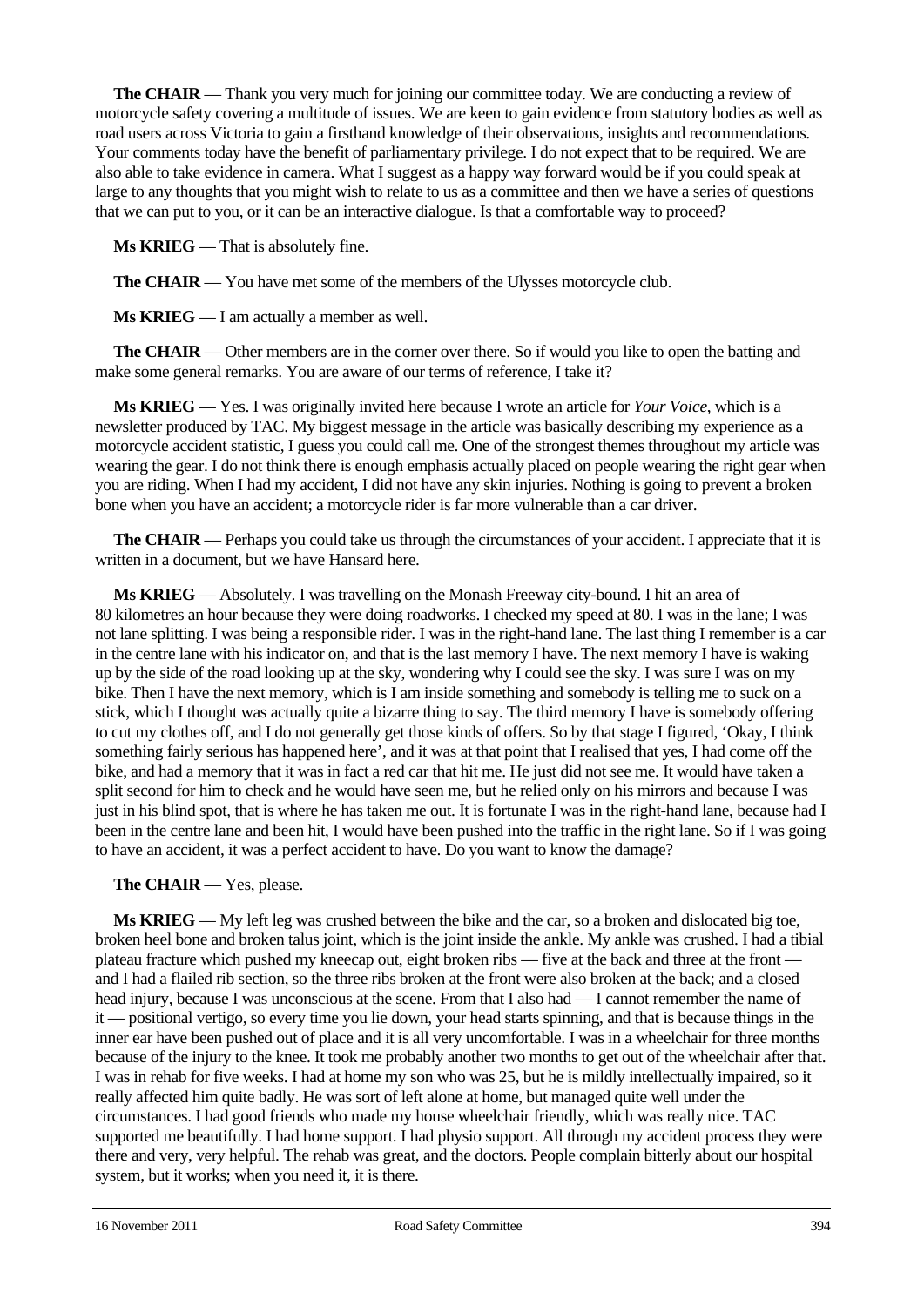**The CHAIR** — Thank you very much for joining our committee today. We are conducting a review of motorcycle safety covering a multitude of issues. We are keen to gain evidence from statutory bodies as well as road users across Victoria to gain a firsthand knowledge of their observations, insights and recommendations. Your comments today have the benefit of parliamentary privilege. I do not expect that to be required. We are also able to take evidence in camera. What I suggest as a happy way forward would be if you could speak at large to any thoughts that you might wish to relate to us as a committee and then we have a series of questions that we can put to you, or it can be an interactive dialogue. Is that a comfortable way to proceed?

**Ms KRIEG** — That is absolutely fine.

**The CHAIR** — You have met some of the members of the Ulysses motorcycle club.

**Ms KRIEG** — I am actually a member as well.

**The CHAIR** — Other members are in the corner over there. So if would you like to open the batting and make some general remarks. You are aware of our terms of reference, I take it?

**Ms KRIEG** — Yes. I was originally invited here because I wrote an article for *Your Voice*, which is a newsletter produced by TAC. My biggest message in the article was basically describing my experience as a motorcycle accident statistic, I guess you could call me. One of the strongest themes throughout my article was wearing the gear. I do not think there is enough emphasis actually placed on people wearing the right gear when you are riding. When I had my accident, I did not have any skin injuries. Nothing is going to prevent a broken bone when you have an accident; a motorcycle rider is far more vulnerable than a car driver.

**The CHAIR** — Perhaps you could take us through the circumstances of your accident. I appreciate that it is written in a document, but we have Hansard here.

**Ms KRIEG** — Absolutely. I was travelling on the Monash Freeway city-bound. I hit an area of 80 kilometres an hour because they were doing roadworks. I checked my speed at 80. I was in the lane; I was not lane splitting. I was being a responsible rider. I was in the right-hand lane. The last thing I remember is a car in the centre lane with his indicator on, and that is the last memory I have. The next memory I have is waking up by the side of the road looking up at the sky, wondering why I could see the sky. I was sure I was on my bike. Then I have the next memory, which is I am inside something and somebody is telling me to suck on a stick, which I thought was actually quite a bizarre thing to say. The third memory I have is somebody offering to cut my clothes off, and I do not generally get those kinds of offers. So by that stage I figured, 'Okay, I think something fairly serious has happened here', and it was at that point that I realised that yes, I had come off the bike, and had a memory that it was in fact a red car that hit me. He just did not see me. It would have taken a split second for him to check and he would have seen me, but he relied only on his mirrors and because I was just in his blind spot, that is where he has taken me out. It is fortunate I was in the right-hand lane, because had I been in the centre lane and been hit, I would have been pushed into the traffic in the right lane. So if I was going to have an accident, it was a perfect accident to have. Do you want to know the damage?

**The CHAIR** — Yes, please.

**Ms KRIEG** — My left leg was crushed between the bike and the car, so a broken and dislocated big toe, broken heel bone and broken talus joint, which is the joint inside the ankle. My ankle was crushed. I had a tibial plateau fracture which pushed my kneecap out, eight broken ribs — five at the back and three at the front — and I had a flailed rib section, so the three ribs broken at the front were also broken at the back; and a closed head injury, because I was unconscious at the scene. From that I also had — I cannot remember the name of it — positional vertigo, so every time you lie down, your head starts spinning, and that is because things in the inner ear have been pushed out of place and it is all very uncomfortable. I was in a wheelchair for three months because of the injury to the knee. It took me probably another two months to get out of the wheelchair after that. I was in rehab for five weeks. I had at home my son who was 25, but he is mildly intellectually impaired, so it really affected him quite badly. He was sort of left alone at home, but managed quite well under the circumstances. I had good friends who made my house wheelchair friendly, which was really nice. TAC supported me beautifully. I had home support. I had physio support. All through my accident process they were there and very, very helpful. The rehab was great, and the doctors. People complain bitterly about our hospital system, but it works; when you need it, it is there.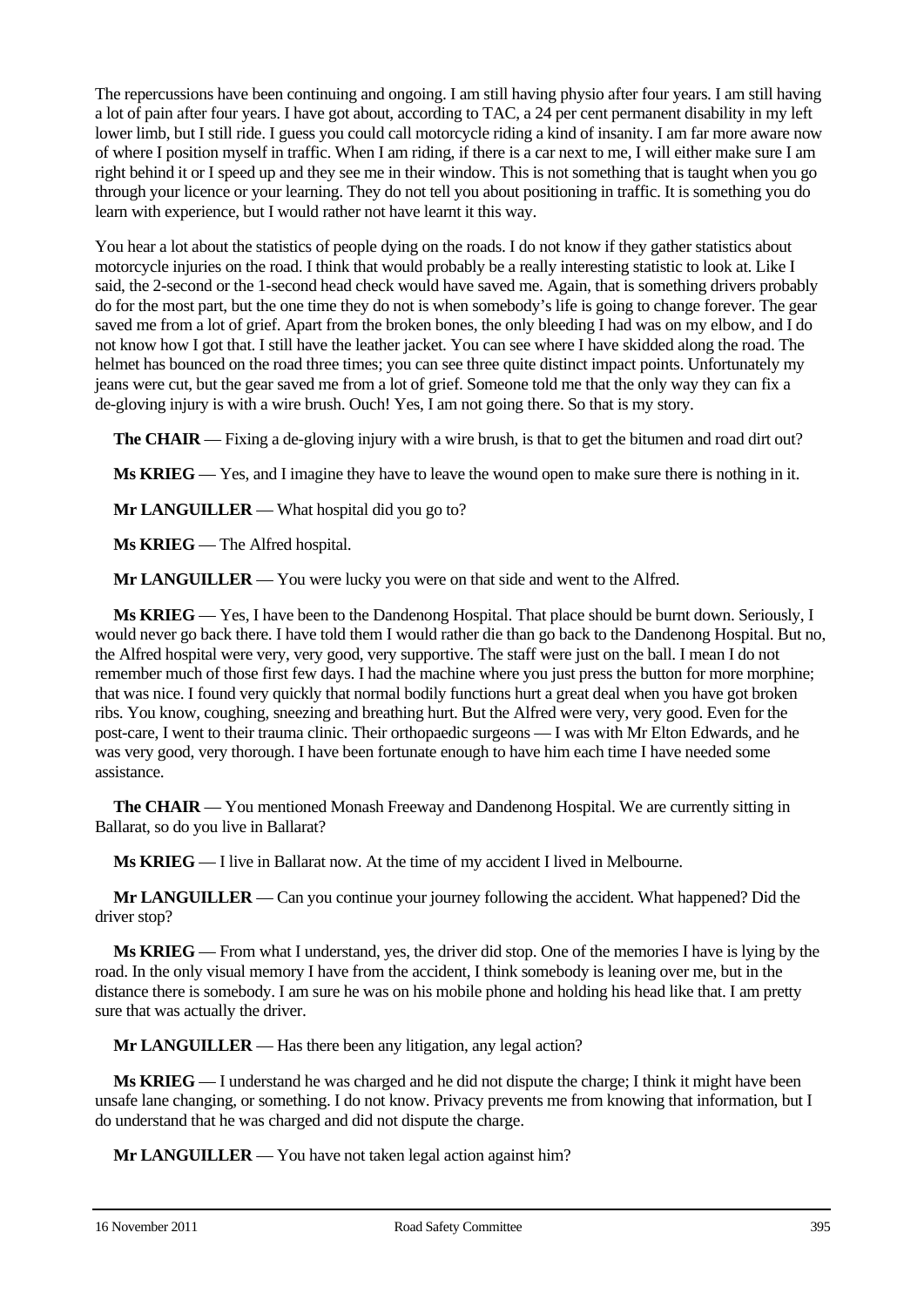The repercussions have been continuing and ongoing. I am still having physio after four years. I am still having a lot of pain after four years. I have got about, according to TAC, a 24 per cent permanent disability in my left lower limb, but I still ride. I guess you could call motorcycle riding a kind of insanity. I am far more aware now of where I position myself in traffic. When I am riding, if there is a car next to me, I will either make sure I am right behind it or I speed up and they see me in their window. This is not something that is taught when you go through your licence or your learning. They do not tell you about positioning in traffic. It is something you do learn with experience, but I would rather not have learnt it this way.

You hear a lot about the statistics of people dying on the roads. I do not know if they gather statistics about motorcycle injuries on the road. I think that would probably be a really interesting statistic to look at. Like I said, the 2-second or the 1-second head check would have saved me. Again, that is something drivers probably do for the most part, but the one time they do not is when somebody's life is going to change forever. The gear saved me from a lot of grief. Apart from the broken bones, the only bleeding I had was on my elbow, and I do not know how I got that. I still have the leather jacket. You can see where I have skidded along the road. The helmet has bounced on the road three times; you can see three quite distinct impact points. Unfortunately my jeans were cut, but the gear saved me from a lot of grief. Someone told me that the only way they can fix a de-gloving injury is with a wire brush. Ouch! Yes, I am not going there. So that is my story.

**The CHAIR** — Fixing a de-gloving injury with a wire brush, is that to get the bitumen and road dirt out?

**Ms KRIEG** — Yes, and I imagine they have to leave the wound open to make sure there is nothing in it.

**Mr LANGUILLER** — What hospital did you go to?

**Ms KRIEG** — The Alfred hospital.

**Mr LANGUILLER** — You were lucky you were on that side and went to the Alfred.

**Ms KRIEG** — Yes, I have been to the Dandenong Hospital. That place should be burnt down. Seriously, I would never go back there. I have told them I would rather die than go back to the Dandenong Hospital. But no, the Alfred hospital were very, very good, very supportive. The staff were just on the ball. I mean I do not remember much of those first few days. I had the machine where you just press the button for more morphine; that was nice. I found very quickly that normal bodily functions hurt a great deal when you have got broken ribs. You know, coughing, sneezing and breathing hurt. But the Alfred were very, very good. Even for the post-care, I went to their trauma clinic. Their orthopaedic surgeons — I was with Mr Elton Edwards, and he was very good, very thorough. I have been fortunate enough to have him each time I have needed some assistance.

**The CHAIR** — You mentioned Monash Freeway and Dandenong Hospital. We are currently sitting in Ballarat, so do you live in Ballarat?

**Ms KRIEG** — I live in Ballarat now. At the time of my accident I lived in Melbourne.

**Mr LANGUILLER** — Can you continue your journey following the accident. What happened? Did the driver stop?

**Ms KRIEG** — From what I understand, yes, the driver did stop. One of the memories I have is lying by the road. In the only visual memory I have from the accident, I think somebody is leaning over me, but in the distance there is somebody. I am sure he was on his mobile phone and holding his head like that. I am pretty sure that was actually the driver.

**Mr LANGUILLER** — Has there been any litigation, any legal action?

**Ms KRIEG** — I understand he was charged and he did not dispute the charge; I think it might have been unsafe lane changing, or something. I do not know. Privacy prevents me from knowing that information, but I do understand that he was charged and did not dispute the charge.

**Mr LANGUILLER** — You have not taken legal action against him?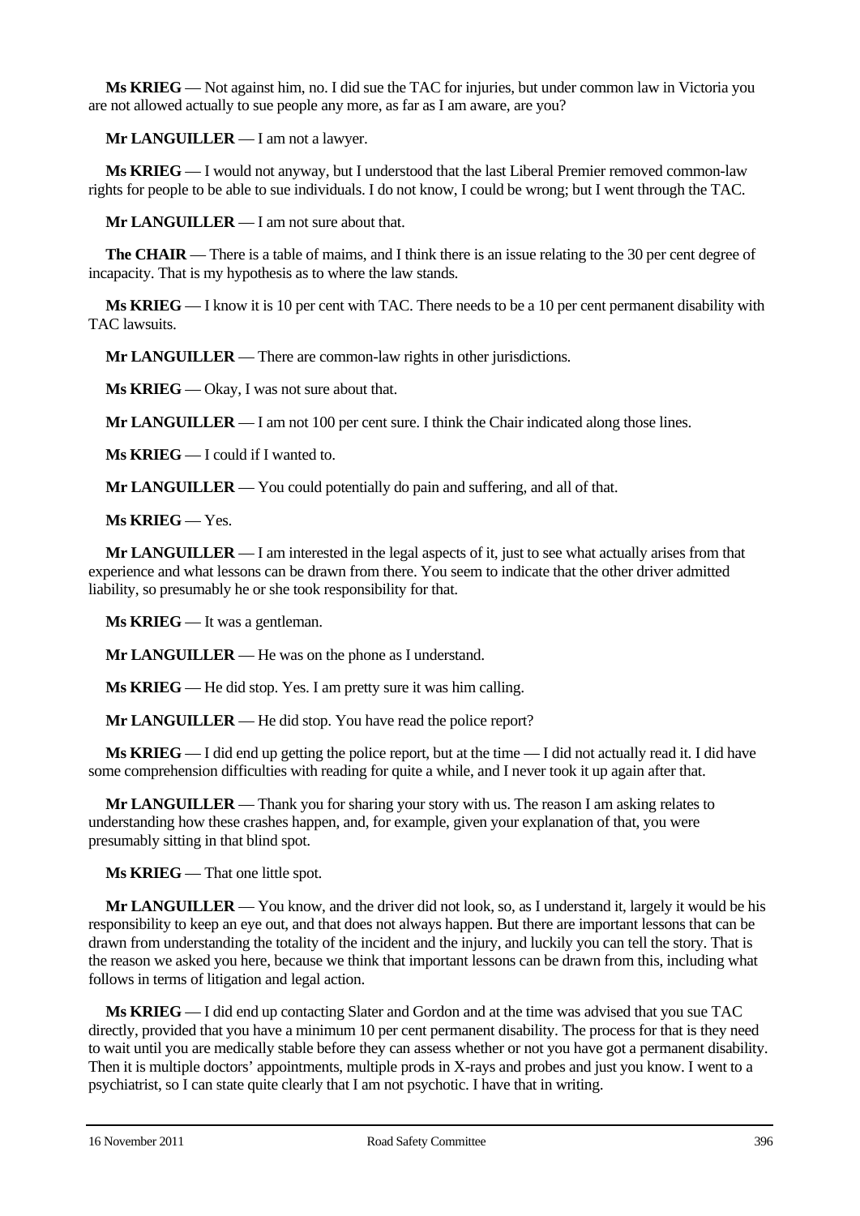**Ms KRIEG** — Not against him, no. I did sue the TAC for injuries, but under common law in Victoria you are not allowed actually to sue people any more, as far as I am aware, are you?

**Mr LANGUILLER** — I am not a lawyer.

**Ms KRIEG** — I would not anyway, but I understood that the last Liberal Premier removed common-law rights for people to be able to sue individuals. I do not know, I could be wrong; but I went through the TAC.

**Mr LANGUILLER** — I am not sure about that.

**The CHAIR** — There is a table of maims, and I think there is an issue relating to the 30 per cent degree of incapacity. That is my hypothesis as to where the law stands.

**Ms KRIEG** — I know it is 10 per cent with TAC. There needs to be a 10 per cent permanent disability with TAC lawsuits.

**Mr LANGUILLER** — There are common-law rights in other jurisdictions.

**Ms KRIEG** — Okay, I was not sure about that.

**Mr LANGUILLER** — I am not 100 per cent sure. I think the Chair indicated along those lines.

**Ms KRIEG** — I could if I wanted to.

**Mr LANGUILLER** — You could potentially do pain and suffering, and all of that.

**Ms KRIEG** — Yes.

**Mr LANGUILLER** — I am interested in the legal aspects of it, just to see what actually arises from that experience and what lessons can be drawn from there. You seem to indicate that the other driver admitted liability, so presumably he or she took responsibility for that.

**Ms KRIEG** — It was a gentleman.

**Mr LANGUILLER** — He was on the phone as I understand.

**Ms KRIEG** — He did stop. Yes. I am pretty sure it was him calling.

**Mr LANGUILLER** — He did stop. You have read the police report?

**Ms KRIEG** — I did end up getting the police report, but at the time — I did not actually read it. I did have some comprehension difficulties with reading for quite a while, and I never took it up again after that.

**Mr LANGUILLER** — Thank you for sharing your story with us. The reason I am asking relates to understanding how these crashes happen, and, for example, given your explanation of that, you were presumably sitting in that blind spot.

**Ms KRIEG** — That one little spot.

**Mr LANGUILLER** — You know, and the driver did not look, so, as I understand it, largely it would be his responsibility to keep an eye out, and that does not always happen. But there are important lessons that can be drawn from understanding the totality of the incident and the injury, and luckily you can tell the story. That is the reason we asked you here, because we think that important lessons can be drawn from this, including what follows in terms of litigation and legal action.

**Ms KRIEG** — I did end up contacting Slater and Gordon and at the time was advised that you sue TAC directly, provided that you have a minimum 10 per cent permanent disability. The process for that is they need to wait until you are medically stable before they can assess whether or not you have got a permanent disability. Then it is multiple doctors' appointments, multiple prods in X-rays and probes and just you know. I went to a psychiatrist, so I can state quite clearly that I am not psychotic. I have that in writing.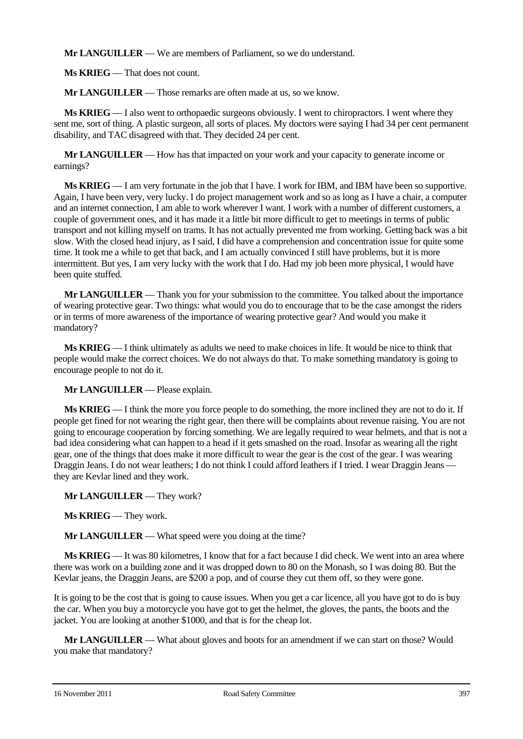**Mr LANGUILLER** — We are members of Parliament, so we do understand.

**Ms KRIEG** — That does not count.

**Mr LANGUILLER** — Those remarks are often made at us, so we know.

**Ms KRIEG** — I also went to orthopaedic surgeons obviously. I went to chiropractors. I went where they sent me, sort of thing. A plastic surgeon, all sorts of places. My doctors were saying I had 34 per cent permanent disability, and TAC disagreed with that. They decided 24 per cent.

**Mr LANGUILLER** — How has that impacted on your work and your capacity to generate income or earnings?

**Ms KRIEG** — I am very fortunate in the job that I have. I work for IBM, and IBM have been so supportive. Again, I have been very, very lucky. I do project management work and so as long as I have a chair, a computer and an internet connection, I am able to work wherever I want. I work with a number of different customers, a couple of government ones, and it has made it a little bit more difficult to get to meetings in terms of public transport and not killing myself on trams. It has not actually prevented me from working. Getting back was a bit slow. With the closed head injury, as I said, I did have a comprehension and concentration issue for quite some time. It took me a while to get that back, and I am actually convinced I still have problems, but it is more intermittent. But yes, I am very lucky with the work that I do. Had my job been more physical, I would have been quite stuffed.

**Mr LANGUILLER** — Thank you for your submission to the committee. You talked about the importance of wearing protective gear. Two things: what would you do to encourage that to be the case amongst the riders or in terms of more awareness of the importance of wearing protective gear? And would you make it mandatory?

**Ms KRIEG** — I think ultimately as adults we need to make choices in life. It would be nice to think that people would make the correct choices. We do not always do that. To make something mandatory is going to encourage people to not do it.

**Mr LANGUILLER** — Please explain.

**Ms KRIEG** — I think the more you force people to do something, the more inclined they are not to do it. If people get fined for not wearing the right gear, then there will be complaints about revenue raising. You are not going to encourage cooperation by forcing something. We are legally required to wear helmets, and that is not a bad idea considering what can happen to a head if it gets smashed on the road. Insofar as wearing all the right gear, one of the things that does make it more difficult to wear the gear is the cost of the gear. I was wearing Draggin Jeans. I do not wear leathers; I do not think I could afford leathers if I tried. I wear Draggin Jeans — they are Kevlar lined and they work.

**Mr LANGUILLER** — They work?

**Ms KRIEG** — They work.

**Mr LANGUILLER** — What speed were you doing at the time?

**Ms KRIEG** — It was 80 kilometres, I know that for a fact because I did check. We went into an area where there was work on a building zone and it was dropped down to 80 on the Monash, so I was doing 80. But the Kevlar jeans, the Draggin Jeans, are $200 a pop, and of course they cut them off, so they were gone.

It is going to be the cost that is going to cause issues. When you get a car licence, all you have got to do is buy the car. When you buy a motorcycle you have got to get the helmet, the gloves, the pants, the boots and the jacket. You are looking at another $1000, and that is for the cheap lot.

**Mr LANGUILLER** — What about gloves and boots for an amendment if we can start on those? Would you make that mandatory?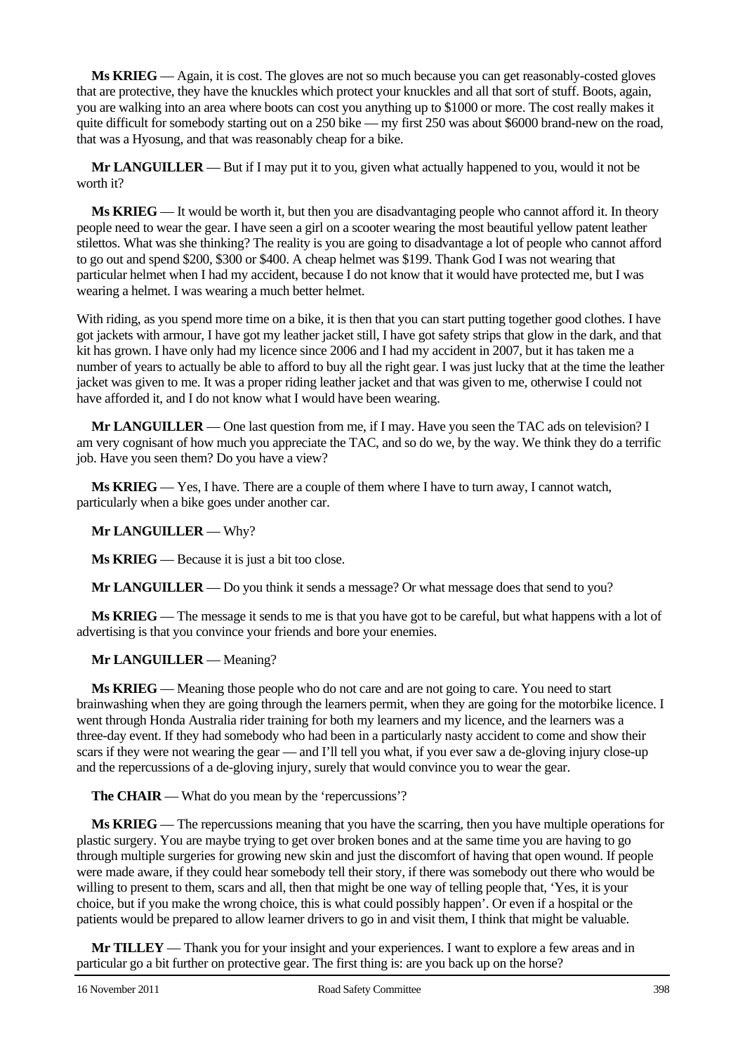**Ms KRIEG** — Again, it is cost. The gloves are not so much because you can get reasonably-costed gloves that are protective, they have the knuckles which protect your knuckles and all that sort of stuff. Boots, again, you are walking into an area where boots can cost you anything up to $1000 or more. The cost really makes it quite difficult for somebody starting out on a 250 bike — my first 250 was about $6000 brand-new on the road, that was a Hyosung, and that was reasonably cheap for a bike.

**Mr LANGUILLER** — But if I may put it to you, given what actually happened to you, would it not be worth it?

**Ms KRIEG** — It would be worth it, but then you are disadvantaging people who cannot afford it. In theory people need to wear the gear. I have seen a girl on a scooter wearing the most beautiful yellow patent leather stilettos. What was she thinking? The reality is you are going to disadvantage a lot of people who cannot afford to go out and spend $200, $300 or $400. A cheap helmet was $199. Thank God I was not wearing that particular helmet when I had my accident, because I do not know that it would have protected me, but I was wearing a helmet. I was wearing a much better helmet.

With riding, as you spend more time on a bike, it is then that you can start putting together good clothes. I have got jackets with armour, I have got my leather jacket still, I have got safety strips that glow in the dark, and that kit has grown. I have only had my licence since 2006 and I had my accident in 2007, but it has taken me a number of years to actually be able to afford to buy all the right gear. I was just lucky that at the time the leather jacket was given to me. It was a proper riding leather jacket and that was given to me, otherwise I could not have afforded it, and I do not know what I would have been wearing.

**Mr LANGUILLER** — One last question from me, if I may. Have you seen the TAC ads on television? I am very cognisant of how much you appreciate the TAC, and so do we, by the way. We think they do a terrific job. Have you seen them? Do you have a view?

**Ms KRIEG** — Yes, I have. There are a couple of them where I have to turn away, I cannot watch, particularly when a bike goes under another car.

**Mr LANGUILLER** — Why?

**Ms KRIEG** — Because it is just a bit too close.

**Mr LANGUILLER** — Do you think it sends a message? Or what message does that send to you?

**Ms KRIEG** — The message it sends to me is that you have got to be careful, but what happens with a lot of advertising is that you convince your friends and bore your enemies.

**Mr LANGUILLER** — Meaning?

**Ms KRIEG** — Meaning those people who do not care and are not going to care. You need to start brainwashing when they are going through the learners permit, when they are going for the motorbike licence. I went through Honda Australia rider training for both my learners and my licence, and the learners was a three-day event. If they had somebody who had been in a particularly nasty accident to come and show their scars if they were not wearing the gear — and I'll tell you what, if you ever saw a de-gloving injury close-up and the repercussions of a de-gloving injury, surely that would convince you to wear the gear.

**The CHAIR** — What do you mean by the 'repercussions'?

**Ms KRIEG** — The repercussions meaning that you have the scarring, then you have multiple operations for plastic surgery. You are maybe trying to get over broken bones and at the same time you are having to go through multiple surgeries for growing new skin and just the discomfort of having that open wound. If people were made aware, if they could hear somebody tell their story, if there was somebody out there who would be willing to present to them, scars and all, then that might be one way of telling people that, 'Yes, it is your choice, but if you make the wrong choice, this is what could possibly happen'. Or even if a hospital or the patients would be prepared to allow learner drivers to go in and visit them, I think that might be valuable.

**Mr TILLEY** — Thank you for your insight and your experiences. I want to explore a few areas and in particular go a bit further on protective gear. The first thing is: are you back up on the horse?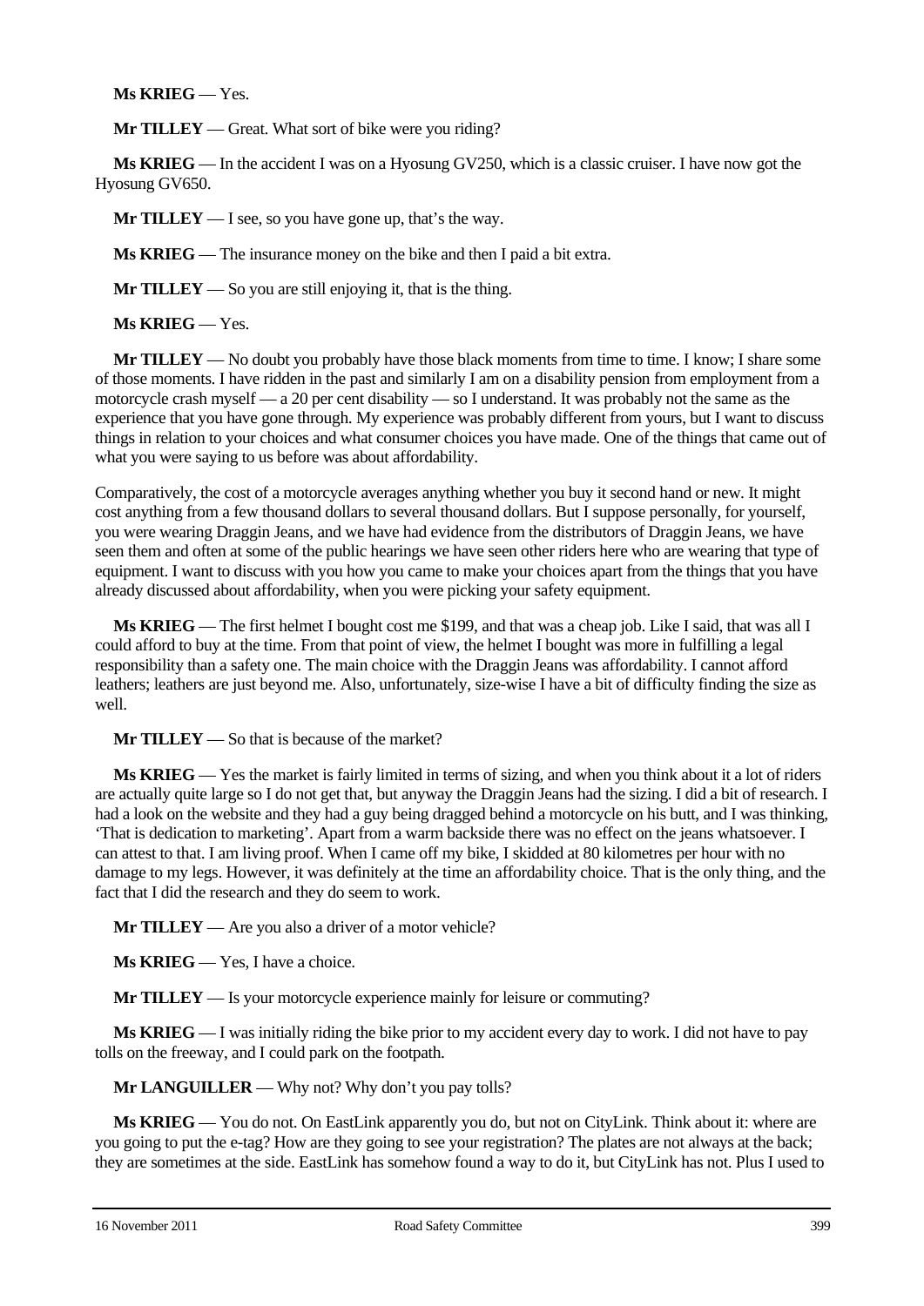**Ms KRIEG** — Yes.

**Mr TILLEY** — Great. What sort of bike were you riding?

**Ms KRIEG** — In the accident I was on a Hyosung GV250, which is a classic cruiser. I have now got the Hyosung GV650.

**Mr TILLEY** — I see, so you have gone up, that's the way.

**Ms KRIEG** — The insurance money on the bike and then I paid a bit extra.

**Mr TILLEY** — So you are still enjoying it, that is the thing.

**Ms KRIEG** — Yes.

**Mr TILLEY** — No doubt you probably have those black moments from time to time. I know; I share some of those moments. I have ridden in the past and similarly I am on a disability pension from employment from a motorcycle crash myself — a 20 per cent disability — so I understand. It was probably not the same as the experience that you have gone through. My experience was probably different from yours, but I want to discuss things in relation to your choices and what consumer choices you have made. One of the things that came out of what you were saying to us before was about affordability.

Comparatively, the cost of a motorcycle averages anything whether you buy it second hand or new. It might cost anything from a few thousand dollars to several thousand dollars. But I suppose personally, for yourself, you were wearing Draggin Jeans, and we have had evidence from the distributors of Draggin Jeans, we have seen them and often at some of the public hearings we have seen other riders here who are wearing that type of equipment. I want to discuss with you how you came to make your choices apart from the things that you have already discussed about affordability, when you were picking your safety equipment.

**Ms KRIEG** — The first helmet I bought cost me $199, and that was a cheap job. Like I said, that was all I could afford to buy at the time. From that point of view, the helmet I bought was more in fulfilling a legal responsibility than a safety one. The main choice with the Draggin Jeans was affordability. I cannot afford leathers; leathers are just beyond me. Also, unfortunately, size-wise I have a bit of difficulty finding the size as well.

**Mr TILLEY** — So that is because of the market?

**Ms KRIEG** — Yes the market is fairly limited in terms of sizing, and when you think about it a lot of riders are actually quite large so I do not get that, but anyway the Draggin Jeans had the sizing. I did a bit of research. I had a look on the website and they had a guy being dragged behind a motorcycle on his butt, and I was thinking, 'That is dedication to marketing'. Apart from a warm backside there was no effect on the jeans whatsoever. I can attest to that. I am living proof. When I came off my bike, I skidded at 80 kilometres per hour with no damage to my legs. However, it was definitely at the time an affordability choice. That is the only thing, and the fact that I did the research and they do seem to work.

**Mr TILLEY** — Are you also a driver of a motor vehicle?

**Ms KRIEG** — Yes, I have a choice.

**Mr TILLEY** — Is your motorcycle experience mainly for leisure or commuting?

**Ms KRIEG** — I was initially riding the bike prior to my accident every day to work. I did not have to pay tolls on the freeway, and I could park on the footpath.

**Mr LANGUILLER** — Why not? Why don't you pay tolls?

**Ms KRIEG** — You do not. On EastLink apparently you do, but not on CityLink. Think about it: where are you going to put the e-tag? How are they going to see your registration? The plates are not always at the back; they are sometimes at the side. EastLink has somehow found a way to do it, but CityLink has not. Plus I used to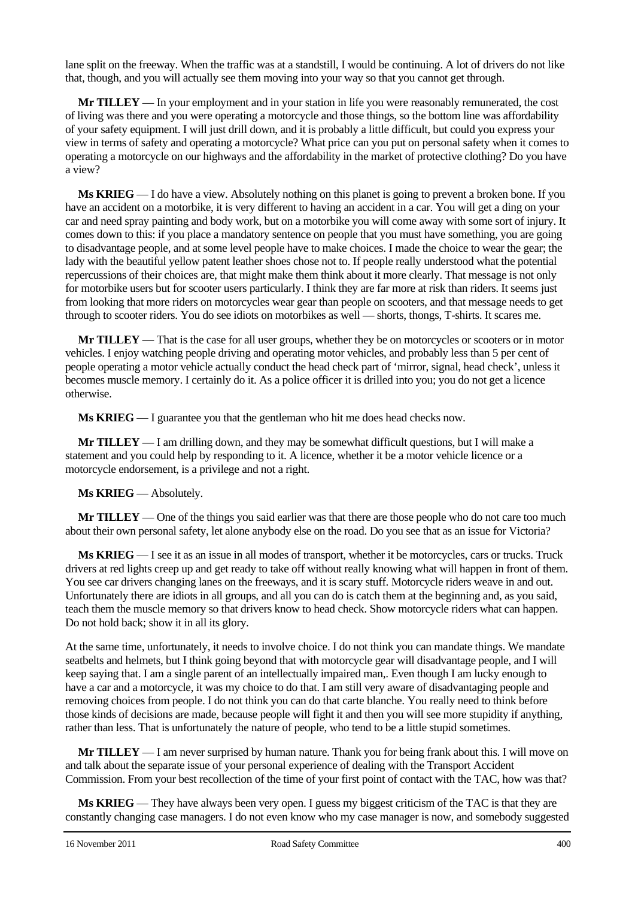lane split on the freeway. When the traffic was at a standstill, I would be continuing. A lot of drivers do not like that, though, and you will actually see them moving into your way so that you cannot get through.

**Mr TILLEY** — In your employment and in your station in life you were reasonably remunerated, the cost of living was there and you were operating a motorcycle and those things, so the bottom line was affordability of your safety equipment. I will just drill down, and it is probably a little difficult, but could you express your view in terms of safety and operating a motorcycle? What price can you put on personal safety when it comes to operating a motorcycle on our highways and the affordability in the market of protective clothing? Do you have a view?

**Ms KRIEG** — I do have a view. Absolutely nothing on this planet is going to prevent a broken bone. If you have an accident on a motorbike, it is very different to having an accident in a car. You will get a ding on your car and need spray painting and body work, but on a motorbike you will come away with some sort of injury. It comes down to this: if you place a mandatory sentence on people that you must have something, you are going to disadvantage people, and at some level people have to make choices. I made the choice to wear the gear; the lady with the beautiful yellow patent leather shoes chose not to. If people really understood what the potential repercussions of their choices are, that might make them think about it more clearly. That message is not only for motorbike users but for scooter users particularly. I think they are far more at risk than riders. It seems just from looking that more riders on motorcycles wear gear than people on scooters, and that message needs to get through to scooter riders. You do see idiots on motorbikes as well — shorts, thongs, T-shirts. It scares me.

**Mr TILLEY** — That is the case for all user groups, whether they be on motorcycles or scooters or in motor vehicles. I enjoy watching people driving and operating motor vehicles, and probably less than 5 per cent of people operating a motor vehicle actually conduct the head check part of 'mirror, signal, head check', unless it becomes muscle memory. I certainly do it. As a police officer it is drilled into you; you do not get a licence otherwise.

**Ms KRIEG** — I guarantee you that the gentleman who hit me does head checks now.

**Mr TILLEY** — I am drilling down, and they may be somewhat difficult questions, but I will make a statement and you could help by responding to it. A licence, whether it be a motor vehicle licence or a motorcycle endorsement, is a privilege and not a right.

**Ms KRIEG** — Absolutely.

**Mr TILLEY** — One of the things you said earlier was that there are those people who do not care too much about their own personal safety, let alone anybody else on the road. Do you see that as an issue for Victoria?

**Ms KRIEG** — I see it as an issue in all modes of transport, whether it be motorcycles, cars or trucks. Truck drivers at red lights creep up and get ready to take off without really knowing what will happen in front of them. You see car drivers changing lanes on the freeways, and it is scary stuff. Motorcycle riders weave in and out. Unfortunately there are idiots in all groups, and all you can do is catch them at the beginning and, as you said, teach them the muscle memory so that drivers know to head check. Show motorcycle riders what can happen. Do not hold back; show it in all its glory.

At the same time, unfortunately, it needs to involve choice. I do not think you can mandate things. We mandate seatbelts and helmets, but I think going beyond that with motorcycle gear will disadvantage people, and I will keep saying that. I am a single parent of an intellectually impaired man,. Even though I am lucky enough to have a car and a motorcycle, it was my choice to do that. I am still very aware of disadvantaging people and removing choices from people. I do not think you can do that carte blanche. You really need to think before those kinds of decisions are made, because people will fight it and then you will see more stupidity if anything, rather than less. That is unfortunately the nature of people, who tend to be a little stupid sometimes.

**Mr TILLEY** — I am never surprised by human nature. Thank you for being frank about this. I will move on and talk about the separate issue of your personal experience of dealing with the Transport Accident Commission. From your best recollection of the time of your first point of contact with the TAC, how was that?

**Ms KRIEG** — They have always been very open. I guess my biggest criticism of the TAC is that they are constantly changing case managers. I do not even know who my case manager is now, and somebody suggested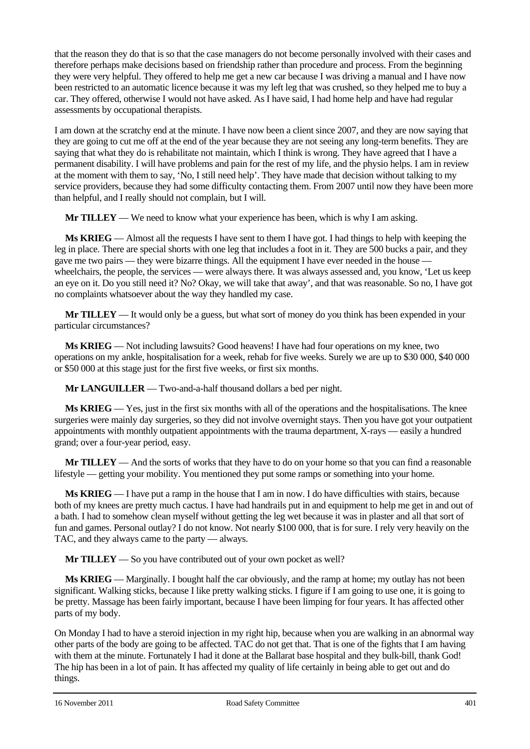that the reason they do that is so that the case managers do not become personally involved with their cases and therefore perhaps make decisions based on friendship rather than procedure and process. From the beginning they were very helpful. They offered to help me get a new car because I was driving a manual and I have now been restricted to an automatic licence because it was my left leg that was crushed, so they helped me to buy a car. They offered, otherwise I would not have asked. As I have said, I had home help and have had regular assessments by occupational therapists.

I am down at the scratchy end at the minute. I have now been a client since 2007, and they are now saying that they are going to cut me off at the end of the year because they are not seeing any long-term benefits. They are saying that what they do is rehabilitate not maintain, which I think is wrong. They have agreed that I have a permanent disability. I will have problems and pain for the rest of my life, and the physio helps. I am in review at the moment with them to say, 'No, I still need help'. They have made that decision without talking to my service providers, because they had some difficulty contacting them. From 2007 until now they have been more than helpful, and I really should not complain, but I will.

**Mr TILLEY** — We need to know what your experience has been, which is why I am asking.

**Ms KRIEG** — Almost all the requests I have sent to them I have got. I had things to help with keeping the leg in place. There are special shorts with one leg that includes a foot in it. They are 500 bucks a pair, and they gave me two pairs — they were bizarre things. All the equipment I have ever needed in the house — wheelchairs, the people, the services — were always there. It was always assessed and, you know, 'Let us keep an eye on it. Do you still need it? No? Okay, we will take that away', and that was reasonable. So no, I have got no complaints whatsoever about the way they handled my case.

**Mr TILLEY** — It would only be a guess, but what sort of money do you think has been expended in your particular circumstances?

**Ms KRIEG** — Not including lawsuits? Good heavens! I have had four operations on my knee, two operations on my ankle, hospitalisation for a week, rehab for five weeks. Surely we are up to $30 000, $40 000 or $50 000 at this stage just for the first five weeks, or first six months.

**Mr LANGUILLER** — Two-and-a-half thousand dollars a bed per night.

**Ms KRIEG** — Yes, just in the first six months with all of the operations and the hospitalisations. The knee surgeries were mainly day surgeries, so they did not involve overnight stays. Then you have got your outpatient appointments with monthly outpatient appointments with the trauma department, X-rays — easily a hundred grand; over a four-year period, easy.

**Mr TILLEY** — And the sorts of works that they have to do on your home so that you can find a reasonable lifestyle — getting your mobility. You mentioned they put some ramps or something into your home.

**Ms KRIEG** — I have put a ramp in the house that I am in now. I do have difficulties with stairs, because both of my knees are pretty much cactus. I have had handrails put in and equipment to help me get in and out of a bath. I had to somehow clean myself without getting the leg wet because it was in plaster and all that sort of fun and games. Personal outlay? I do not know. Not nearly $100 000, that is for sure. I rely very heavily on the TAC, and they always came to the party — always.

**Mr TILLEY** — So you have contributed out of your own pocket as well?

**Ms KRIEG** — Marginally. I bought half the car obviously, and the ramp at home; my outlay has not been significant. Walking sticks, because I like pretty walking sticks. I figure if I am going to use one, it is going to be pretty. Massage has been fairly important, because I have been limping for four years. It has affected other parts of my body.

On Monday I had to have a steroid injection in my right hip, because when you are walking in an abnormal way other parts of the body are going to be affected. TAC do not get that. That is one of the fights that I am having with them at the minute. Fortunately I had it done at the Ballarat base hospital and they bulk-bill, thank God! The hip has been in a lot of pain. It has affected my quality of life certainly in being able to get out and do things.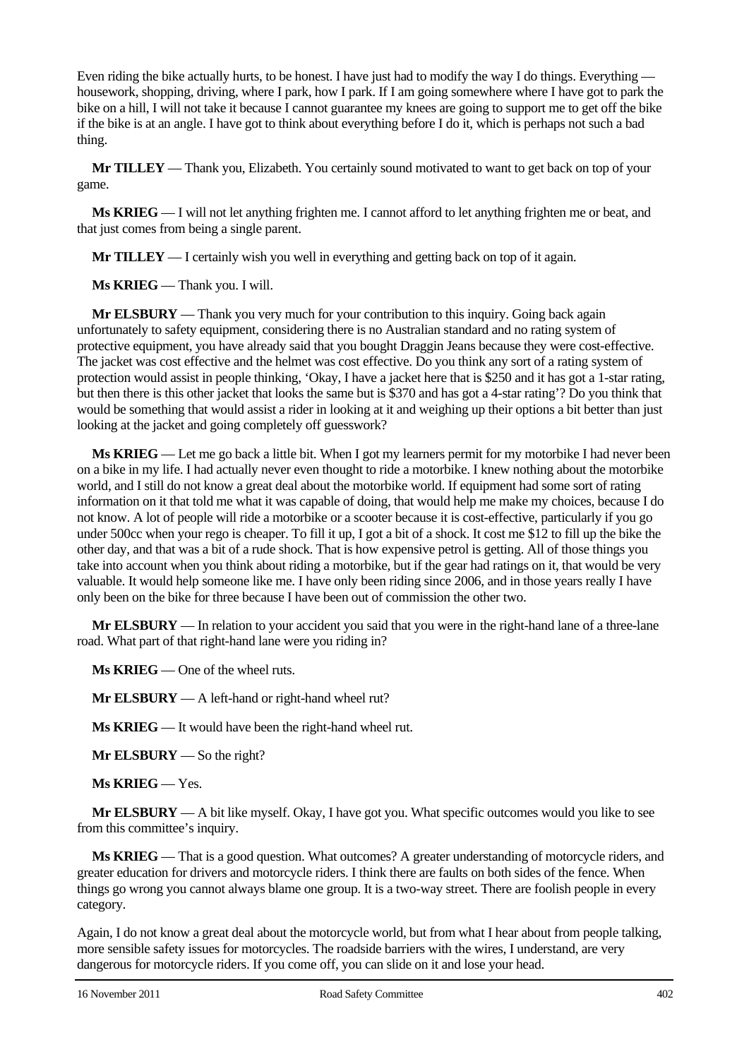Even riding the bike actually hurts, to be honest. I have just had to modify the way I do things. Everything — housework, shopping, driving, where I park, how I park. If I am going somewhere where I have got to park the bike on a hill, I will not take it because I cannot guarantee my knees are going to support me to get off the bike if the bike is at an angle. I have got to think about everything before I do it, which is perhaps not such a bad thing.

**Mr TILLEY** — Thank you, Elizabeth. You certainly sound motivated to want to get back on top of your game.

**Ms KRIEG** — I will not let anything frighten me. I cannot afford to let anything frighten me or beat, and that just comes from being a single parent.

**Mr TILLEY** — I certainly wish you well in everything and getting back on top of it again.

**Ms KRIEG** — Thank you. I will.

**Mr ELSBURY** — Thank you very much for your contribution to this inquiry. Going back again unfortunately to safety equipment, considering there is no Australian standard and no rating system of protective equipment, you have already said that you bought Draggin Jeans because they were cost-effective. The jacket was cost effective and the helmet was cost effective. Do you think any sort of a rating system of protection would assist in people thinking, 'Okay, I have a jacket here that is $250 and it has got a 1-star rating, but then there is this other jacket that looks the same but is $370 and has got a 4-star rating'? Do you think that would be something that would assist a rider in looking at it and weighing up their options a bit better than just looking at the jacket and going completely off guesswork?

**Ms KRIEG** — Let me go back a little bit. When I got my learners permit for my motorbike I had never been on a bike in my life. I had actually never even thought to ride a motorbike. I knew nothing about the motorbike world, and I still do not know a great deal about the motorbike world. If equipment had some sort of rating information on it that told me what it was capable of doing, that would help me make my choices, because I do not know. A lot of people will ride a motorbike or a scooter because it is cost-effective, particularly if you go under 500cc when your rego is cheaper. To fill it up, I got a bit of a shock. It cost me $12 to fill up the bike the other day, and that was a bit of a rude shock. That is how expensive petrol is getting. All of those things you take into account when you think about riding a motorbike, but if the gear had ratings on it, that would be very valuable. It would help someone like me. I have only been riding since 2006, and in those years really I have only been on the bike for three because I have been out of commission the other two.

**Mr ELSBURY** — In relation to your accident you said that you were in the right-hand lane of a three-lane road. What part of that right-hand lane were you riding in?

**Ms KRIEG** — One of the wheel ruts.

**Mr ELSBURY** — A left-hand or right-hand wheel rut?

**Ms KRIEG** — It would have been the right-hand wheel rut.

**Mr ELSBURY** — So the right?

**Ms KRIEG** — Yes.

**Mr ELSBURY** — A bit like myself. Okay, I have got you. What specific outcomes would you like to see from this committee's inquiry.

**Ms KRIEG** — That is a good question. What outcomes? A greater understanding of motorcycle riders, and greater education for drivers and motorcycle riders. I think there are faults on both sides of the fence. When things go wrong you cannot always blame one group. It is a two-way street. There are foolish people in every category.

Again, I do not know a great deal about the motorcycle world, but from what I hear about from people talking, more sensible safety issues for motorcycles. The roadside barriers with the wires, I understand, are very dangerous for motorcycle riders. If you come off, you can slide on it and lose your head.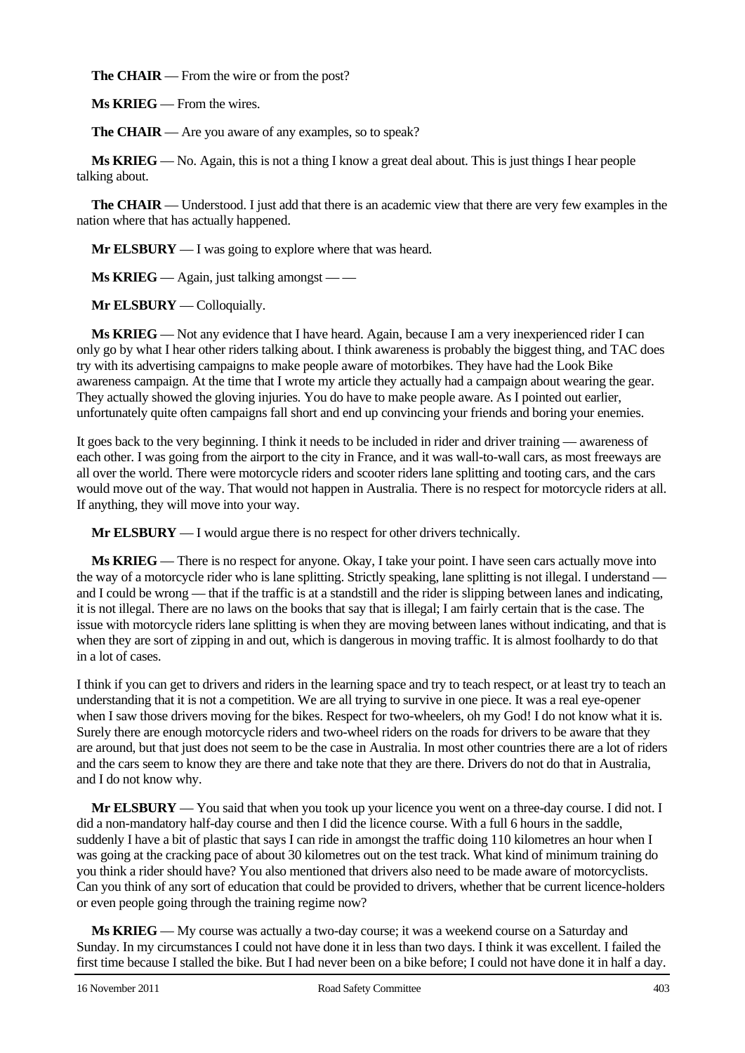**The CHAIR** — From the wire or from the post?

**Ms KRIEG** — From the wires.

**The CHAIR** — Are you aware of any examples, so to speak?

**Ms KRIEG** — No. Again, this is not a thing I know a great deal about. This is just things I hear people talking about.

**The CHAIR** — Understood. I just add that there is an academic view that there are very few examples in the nation where that has actually happened.

**Mr ELSBURY** — I was going to explore where that was heard.

**Ms KRIEG** — Again, just talking amongst — —

**Mr ELSBURY** — Colloquially.

**Ms KRIEG** — Not any evidence that I have heard. Again, because I am a very inexperienced rider I can only go by what I hear other riders talking about. I think awareness is probably the biggest thing, and TAC does try with its advertising campaigns to make people aware of motorbikes. They have had the Look Bike awareness campaign. At the time that I wrote my article they actually had a campaign about wearing the gear. They actually showed the gloving injuries. You do have to make people aware. As I pointed out earlier, unfortunately quite often campaigns fall short and end up convincing your friends and boring your enemies.

It goes back to the very beginning. I think it needs to be included in rider and driver training — awareness of each other. I was going from the airport to the city in France, and it was wall-to-wall cars, as most freeways are all over the world. There were motorcycle riders and scooter riders lane splitting and tooting cars, and the cars would move out of the way. That would not happen in Australia. There is no respect for motorcycle riders at all. If anything, they will move into your way.

**Mr ELSBURY** — I would argue there is no respect for other drivers technically.

**Ms KRIEG** — There is no respect for anyone. Okay, I take your point. I have seen cars actually move into the way of a motorcycle rider who is lane splitting. Strictly speaking, lane splitting is not illegal. I understand — and I could be wrong — that if the traffic is at a standstill and the rider is slipping between lanes and indicating, it is not illegal. There are no laws on the books that say that is illegal; I am fairly certain that is the case. The issue with motorcycle riders lane splitting is when they are moving between lanes without indicating, and that is when they are sort of zipping in and out, which is dangerous in moving traffic. It is almost foolhardy to do that in a lot of cases.

I think if you can get to drivers and riders in the learning space and try to teach respect, or at least try to teach an understanding that it is not a competition. We are all trying to survive in one piece. It was a real eye-opener when I saw those drivers moving for the bikes. Respect for two-wheelers, oh my God! I do not know what it is. Surely there are enough motorcycle riders and two-wheel riders on the roads for drivers to be aware that they are around, but that just does not seem to be the case in Australia. In most other countries there are a lot of riders and the cars seem to know they are there and take note that they are there. Drivers do not do that in Australia, and I do not know why.

**Mr ELSBURY** — You said that when you took up your licence you went on a three-day course. I did not. I did a non-mandatory half-day course and then I did the licence course. With a full 6 hours in the saddle, suddenly I have a bit of plastic that says I can ride in amongst the traffic doing 110 kilometres an hour when I was going at the cracking pace of about 30 kilometres out on the test track. What kind of minimum training do you think a rider should have? You also mentioned that drivers also need to be made aware of motorcyclists. Can you think of any sort of education that could be provided to drivers, whether that be current licence-holders or even people going through the training regime now?

**Ms KRIEG** — My course was actually a two-day course; it was a weekend course on a Saturday and Sunday. In my circumstances I could not have done it in less than two days. I think it was excellent. I failed the first time because I stalled the bike. But I had never been on a bike before; I could not have done it in half a day.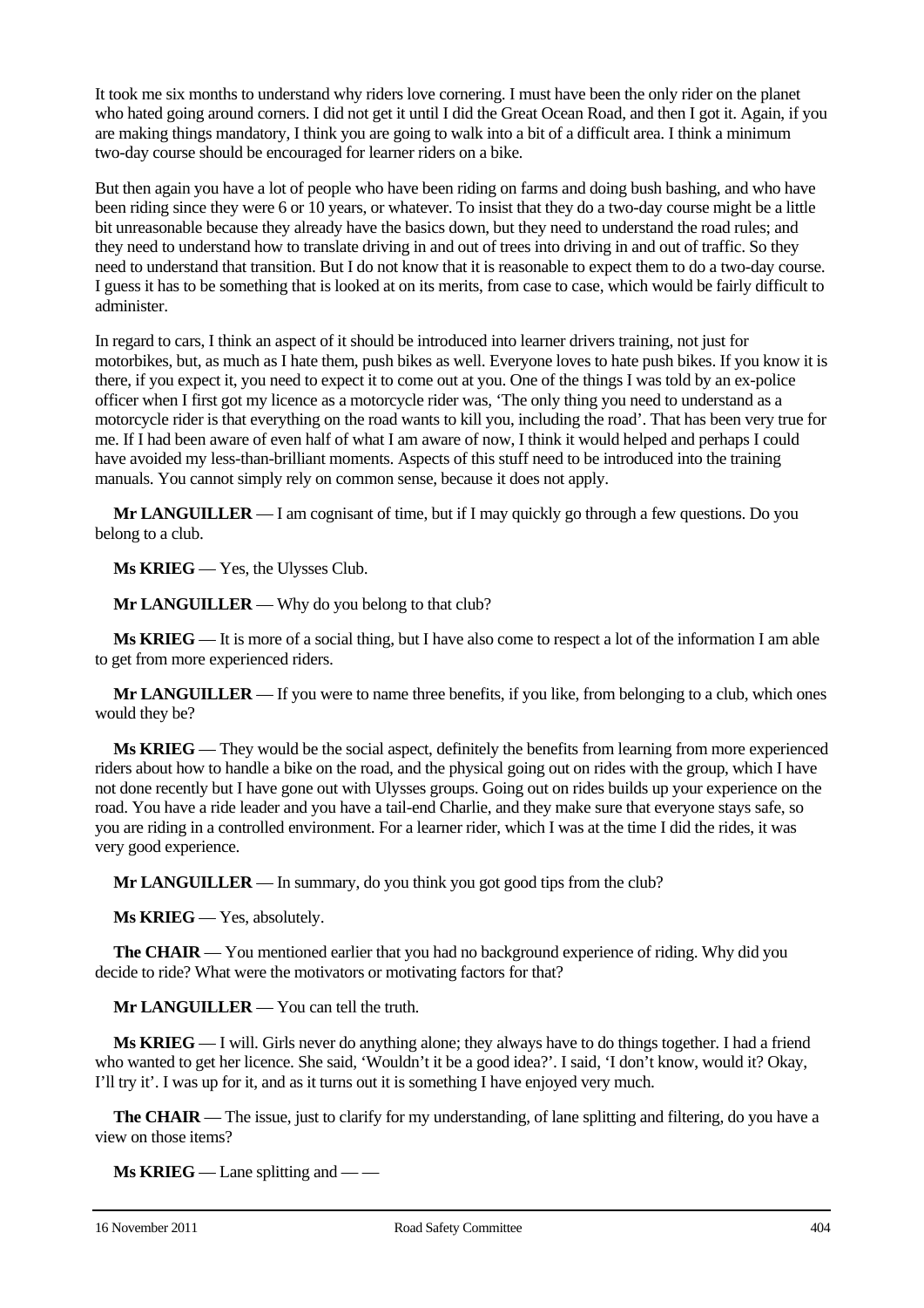It took me six months to understand why riders love cornering. I must have been the only rider on the planet who hated going around corners. I did not get it until I did the Great Ocean Road, and then I got it. Again, if you are making things mandatory, I think you are going to walk into a bit of a difficult area. I think a minimum two-day course should be encouraged for learner riders on a bike.

But then again you have a lot of people who have been riding on farms and doing bush bashing, and who have been riding since they were 6 or 10 years, or whatever. To insist that they do a two-day course might be a little bit unreasonable because they already have the basics down, but they need to understand the road rules; and they need to understand how to translate driving in and out of trees into driving in and out of traffic. So they need to understand that transition. But I do not know that it is reasonable to expect them to do a two-day course. I guess it has to be something that is looked at on its merits, from case to case, which would be fairly difficult to administer.

In regard to cars, I think an aspect of it should be introduced into learner drivers training, not just for motorbikes, but, as much as I hate them, push bikes as well. Everyone loves to hate push bikes. If you know it is there, if you expect it, you need to expect it to come out at you. One of the things I was told by an ex-police officer when I first got my licence as a motorcycle rider was, 'The only thing you need to understand as a motorcycle rider is that everything on the road wants to kill you, including the road'. That has been very true for me. If I had been aware of even half of what I am aware of now, I think it would helped and perhaps I could have avoided my less-than-brilliant moments. Aspects of this stuff need to be introduced into the training manuals. You cannot simply rely on common sense, because it does not apply.

**Mr LANGUILLER** — I am cognisant of time, but if I may quickly go through a few questions. Do you belong to a club.

**Ms KRIEG** — Yes, the Ulysses Club.

**Mr LANGUILLER** — Why do you belong to that club?

**Ms KRIEG** — It is more of a social thing, but I have also come to respect a lot of the information I am able to get from more experienced riders.

**Mr LANGUILLER** — If you were to name three benefits, if you like, from belonging to a club, which ones would they be?

**Ms KRIEG** — They would be the social aspect, definitely the benefits from learning from more experienced riders about how to handle a bike on the road, and the physical going out on rides with the group, which I have not done recently but I have gone out with Ulysses groups. Going out on rides builds up your experience on the road. You have a ride leader and you have a tail-end Charlie, and they make sure that everyone stays safe, so you are riding in a controlled environment. For a learner rider, which I was at the time I did the rides, it was very good experience.

**Mr LANGUILLER** — In summary, do you think you got good tips from the club?

**Ms KRIEG** — Yes, absolutely.

**The CHAIR** — You mentioned earlier that you had no background experience of riding. Why did you decide to ride? What were the motivators or motivating factors for that?

**Mr LANGUILLER** — You can tell the truth.

**Ms KRIEG** — I will. Girls never do anything alone; they always have to do things together. I had a friend who wanted to get her licence. She said, 'Wouldn't it be a good idea?'. I said, 'I don't know, would it? Okay, I'll try it'. I was up for it, and as it turns out it is something I have enjoyed very much.

**The CHAIR** — The issue, just to clarify for my understanding, of lane splitting and filtering, do you have a view on those items?

**Ms KRIEG** — Lane splitting and — —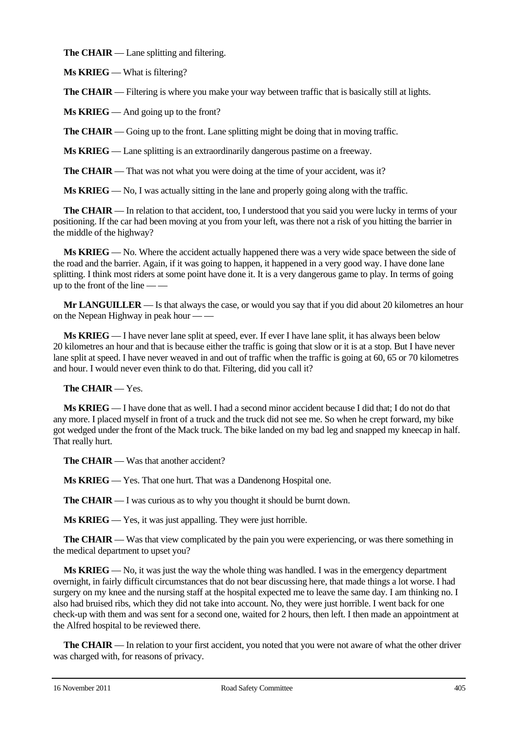**The CHAIR** — Lane splitting and filtering.

**Ms KRIEG** — What is filtering?

**The CHAIR** — Filtering is where you make your way between traffic that is basically still at lights.

**Ms KRIEG** — And going up to the front?

**The CHAIR** — Going up to the front. Lane splitting might be doing that in moving traffic.

**Ms KRIEG** — Lane splitting is an extraordinarily dangerous pastime on a freeway.

**The CHAIR** — That was not what you were doing at the time of your accident, was it?

**Ms KRIEG** — No, I was actually sitting in the lane and properly going along with the traffic.

**The CHAIR** — In relation to that accident, too, I understood that you said you were lucky in terms of your positioning. If the car had been moving at you from your left, was there not a risk of you hitting the barrier in the middle of the highway?

**Ms KRIEG** — No. Where the accident actually happened there was a very wide space between the side of the road and the barrier. Again, if it was going to happen, it happened in a very good way. I have done lane splitting. I think most riders at some point have done it. It is a very dangerous game to play. In terms of going up to the front of the line — —

**Mr LANGUILLER** — Is that always the case, or would you say that if you did about 20 kilometres an hour on the Nepean Highway in peak hour — —

**Ms KRIEG** — I have never lane split at speed, ever. If ever I have lane split, it has always been below 20 kilometres an hour and that is because either the traffic is going that slow or it is at a stop. But I have never lane split at speed. I have never weaved in and out of traffic when the traffic is going at 60, 65 or 70 kilometres and hour. I would never even think to do that. Filtering, did you call it?

**The CHAIR** — Yes.

**Ms KRIEG** — I have done that as well. I had a second minor accident because I did that; I do not do that any more. I placed myself in front of a truck and the truck did not see me. So when he crept forward, my bike got wedged under the front of the Mack truck. The bike landed on my bad leg and snapped my kneecap in half. That really hurt.

**The CHAIR** — Was that another accident?

**Ms KRIEG** — Yes. That one hurt. That was a Dandenong Hospital one.

**The CHAIR** — I was curious as to why you thought it should be burnt down.

**Ms KRIEG** — Yes, it was just appalling. They were just horrible.

**The CHAIR** — Was that view complicated by the pain you were experiencing, or was there something in the medical department to upset you?

**Ms KRIEG** — No, it was just the way the whole thing was handled. I was in the emergency department overnight, in fairly difficult circumstances that do not bear discussing here, that made things a lot worse. I had surgery on my knee and the nursing staff at the hospital expected me to leave the same day. I am thinking no. I also had bruised ribs, which they did not take into account. No, they were just horrible. I went back for one check-up with them and was sent for a second one, waited for 2 hours, then left. I then made an appointment at the Alfred hospital to be reviewed there.

**The CHAIR** — In relation to your first accident, you noted that you were not aware of what the other driver was charged with, for reasons of privacy.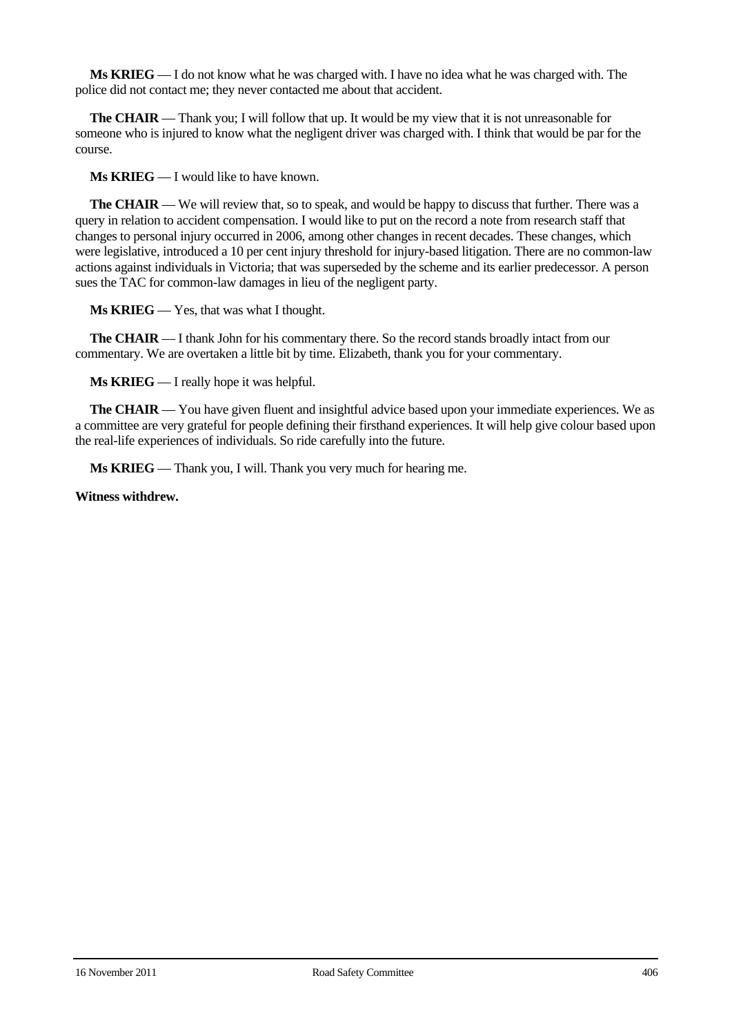**Ms KRIEG** — I do not know what he was charged with. I have no idea what he was charged with. The police did not contact me; they never contacted me about that accident.

**The CHAIR** — Thank you; I will follow that up. It would be my view that it is not unreasonable for someone who is injured to know what the negligent driver was charged with. I think that would be par for the course.

**Ms KRIEG** — I would like to have known.

**The CHAIR** — We will review that, so to speak, and would be happy to discuss that further. There was a query in relation to accident compensation. I would like to put on the record a note from research staff that changes to personal injury occurred in 2006, among other changes in recent decades. These changes, which were legislative, introduced a 10 per cent injury threshold for injury-based litigation. There are no common-law actions against individuals in Victoria; that was superseded by the scheme and its earlier predecessor. A person sues the TAC for common-law damages in lieu of the negligent party.

**Ms KRIEG** — Yes, that was what I thought.

**The CHAIR** — I thank John for his commentary there. So the record stands broadly intact from our commentary. We are overtaken a little bit by time. Elizabeth, thank you for your commentary.

**Ms KRIEG** — I really hope it was helpful.

**The CHAIR** — You have given fluent and insightful advice based upon your immediate experiences. We as a committee are very grateful for people defining their firsthand experiences. It will help give colour based upon the real-life experiences of individuals. So ride carefully into the future.

**Ms KRIEG** — Thank you, I will. Thank you very much for hearing me.

**Witness withdrew.**